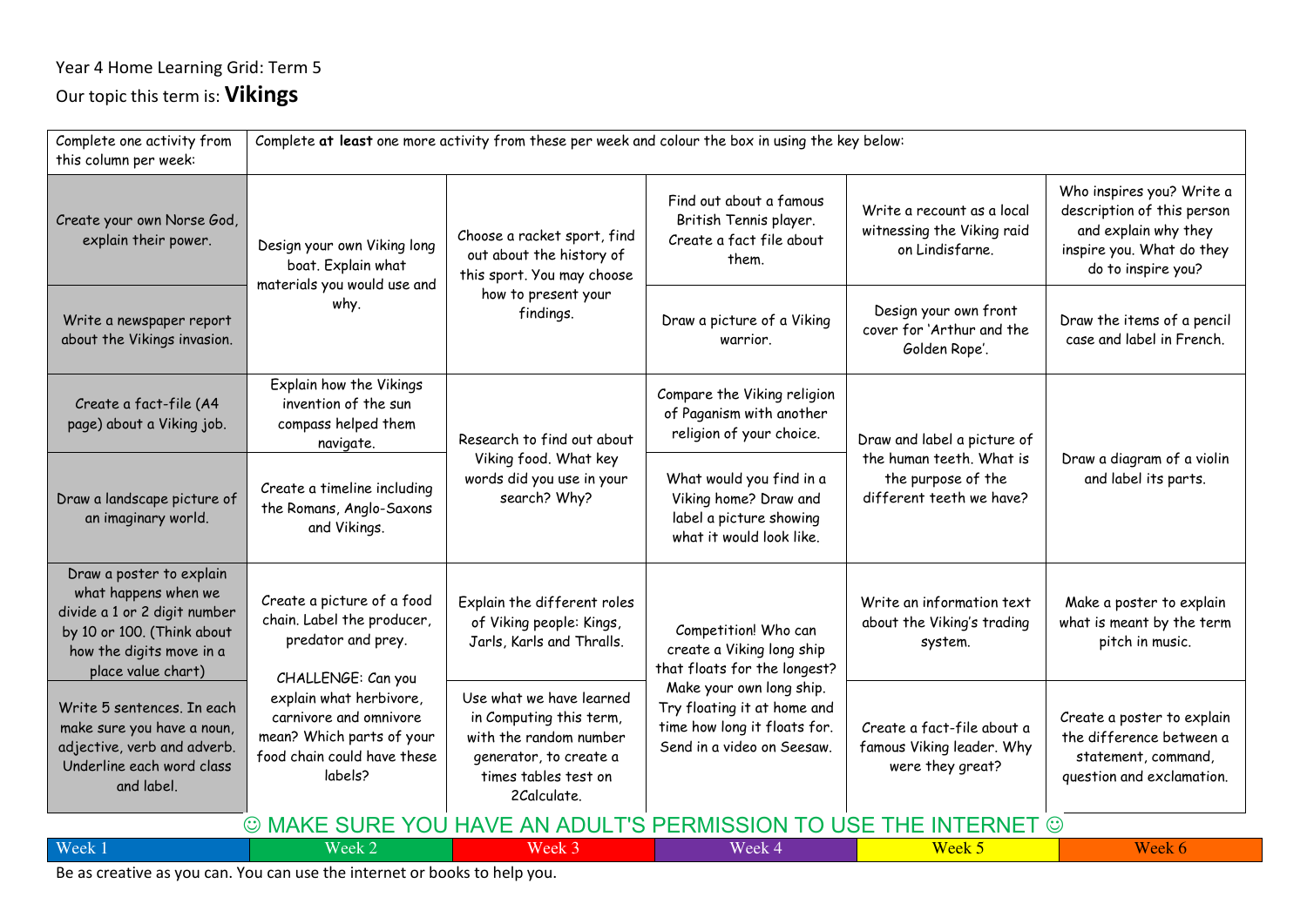Year 4 Home Learning Grid: Term 5

Our topic this term is: **Vikings**

| Complete one activity from this column per week: | Complete **at least** one more activity from these per week and colour the box in using the key below: | | | | |
|---|---|---|---|---|---|
| Create your own Norse God, explain their power. | Design your own Viking long boat. Explain what materials you would use and why. | Choose a racket sport, find out about the history of this sport. You may choose how to present your findings. | Find out about a famous British Tennis player. Create a fact file about them. | Write a recount as a local witnessing the Viking raid on Lindisfarne. | Who inspires you? Write a description of this person and explain why they inspire you. What do they do to inspire you? |
| Write a newspaper report about the Vikings invasion. | | | Draw a picture of a Viking warrior. | Design your own front cover for 'Arthur and the Golden Rope'. | Draw the items of a pencil case and label in French. |
| Create a fact-file (A4 page) about a Viking job. | Explain how the Vikings invention of the sun compass helped them navigate. | Research to find out about Viking food. What key words did you use in your search? Why? | Compare the Viking religion of Paganism with another religion of your choice. | Draw and label a picture of the human teeth. What is the purpose of the different teeth we have? | Draw a diagram of a violin and label its parts. |
| Draw a landscape picture of an imaginary world. | Create a timeline including the Romans, Anglo-Saxons and Vikings. | | What would you find in a Viking home? Draw and label a picture showing what it would look like. | | |
| Draw a poster to explain what happens when we divide a 1 or 2 digit number by 10 or 100. (Think about how the digits move in a place value chart) | Create a picture of a food chain. Label the producer, predator and prey. CHALLENGE: Can you explain what herbivore, carnivore and omnivore mean? Which parts of your food chain could have these labels? | Explain the different roles of Viking people: Kings, Jarls, Karls and Thralls. | Competition! Who can create a Viking long ship that floats for the longest? Make your own long ship. Try floating it at home and time how long it floats for. Send in a video on Seesaw. | Write an information text about the Viking's trading system. | Make a poster to explain what is meant by the term pitch in music. |
| Write 5 sentences. In each make sure you have a noun, adjective, verb and adverb. Underline each word class and label. | | Use what we have learned in Computing this term, with the random number generator, to create a times tables test on 2Calculate. | | Create a fact-file about a famous Viking leader. Why were they great? | Create a poster to explain the difference between a statement, command, question and exclamation. |

☺ MAKE SURE YOU HAVE AN ADULT'S PERMISSION TO USE THE INTERNET ☺

| Week 1 | Week 2 | Week 3 | Week 4 | Week 5 | Week 6 |
|---|---|---|---|---|---|

Be as creative as you can. You can use the internet or books to help you.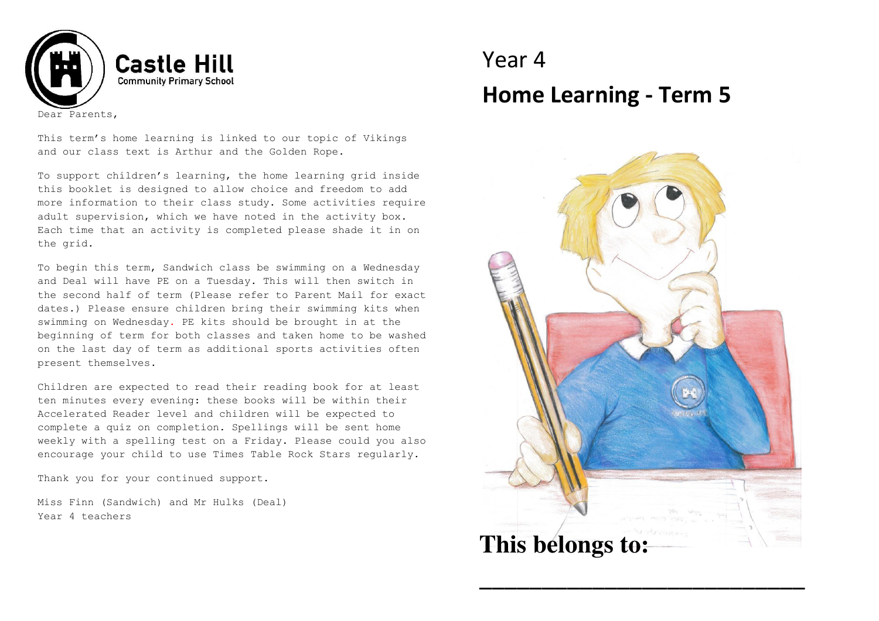Castle Hill
Community Primary School

Dear Parents,

This term's home learning is linked to our topic of Vikings and our class text is Arthur and the Golden Rope.

To support children's learning, the home learning grid inside this booklet is designed to allow choice and freedom to add more information to their class study. Some activities require adult supervision, which we have noted in the activity box. Each time that an activity is completed please shade it in on the grid.

To begin this term, Sandwich class be swimming on a Wednesday and Deal will have PE on a Tuesday. This will then switch in the second half of term (Please refer to Parent Mail for exact dates.) Please ensure children bring their swimming kits when swimming on Wednesday. PE kits should be brought in at the beginning of term for both classes and taken home to be washed on the last day of term as additional sports activities often present themselves.

Children are expected to read their reading book for at least ten minutes every evening: these books will be within their Accelerated Reader level and children will be expected to complete a quiz on completion. Spellings will be sent home weekly with a spelling test on a Friday. Please could you also encourage your child to use Times Table Rock Stars regularly.

Thank you for your continued support.

Miss Finn (Sandwich) and Mr Hulks (Deal)
Year 4 teachers

# Year 4

# Home Learning - Term 5

**This belongs to:**

_________________________